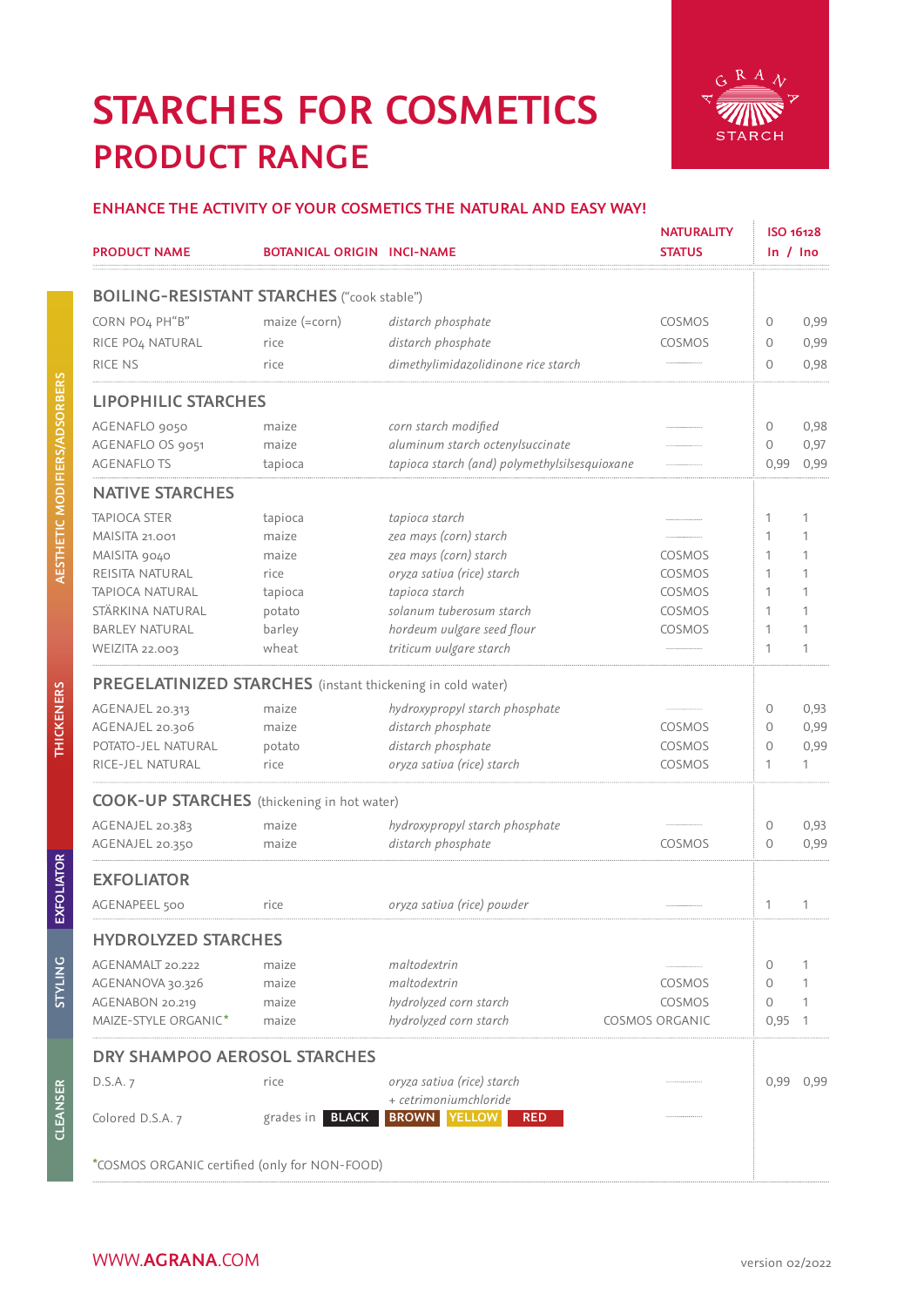# STARCHES FOR COSMETICS
## PRODUCT RANGE

AGRANA STARCH

**ENHANCE THE ACTIVITY OF YOUR COSMETICS THE NATURAL AND EASY WAY!**

| PRODUCT NAME | BOTANICAL ORIGIN | INCI-NAME | NATURALITY STATUS | ISO 16128 In | ISO 16128 Ino |
|---|---|---|---|---|---|
| **BOILING-RESISTANT STARCHES** ("cook stable") | | | | | |
| CORN PO4 PH"B" | maize (=corn) | *distarch phosphate* | COSMOS | 0 | 0,99 |
| RICE PO4 NATURAL | rice | *distarch phosphate* | COSMOS | 0 | 0,99 |
| RICE NS | rice | *dimethylimidazolidinone rice starch* | | 0 | 0,98 |
| **LIPOPHILIC STARCHES** | | | | | |
| AGENAFLO 9050 | maize | *corn starch modified* | | 0 | 0,98 |
| AGENAFLO OS 9051 | maize | *aluminum starch octenylsuccinate* | | 0 | 0,97 |
| AGENAFLO TS | tapioca | *tapioca starch (and) polymethylsilsesquioxane* | | 0,99 | 0,99 |
| **NATIVE STARCHES** | | | | | |
| TAPIOCA STER | tapioca | *tapioca starch* | | 1 | 1 |
| MAISITA 21.001 | maize | *zea mays (corn) starch* | | 1 | 1 |
| MAISITA 9040 | maize | *zea mays (corn) starch* | COSMOS | 1 | 1 |
| REISITA NATURAL | rice | *oryza sativa (rice) starch* | COSMOS | 1 | 1 |
| TAPIOCA NATURAL | tapioca | *tapioca starch* | COSMOS | 1 | 1 |
| STÄRKINA NATURAL | potato | *solanum tuberosum starch* | COSMOS | 1 | 1 |
| BARLEY NATURAL | barley | *hordeum vulgare seed flour* | COSMOS | 1 | 1 |
| WEIZITA 22.003 | wheat | *triticum vulgare starch* | | 1 | 1 |
| **PREGELATINIZED STARCHES** (instant thickening in cold water) | | | | | |
| AGENAJEL 20.313 | maize | *hydroxypropyl starch phosphate* | | 0 | 0,93 |
| AGENAJEL 20.306 | maize | *distarch phosphate* | COSMOS | 0 | 0,99 |
| POTATO-JEL NATURAL | potato | *distarch phosphate* | COSMOS | 0 | 0,99 |
| RICE-JEL NATURAL | rice | *oryza sativa (rice) starch* | COSMOS | 1 | 1 |
| **COOK-UP STARCHES** (thickening in hot water) | | | | | |
| AGENAJEL 20.383 | maize | *hydroxypropyl starch phosphate* | | 0 | 0,93 |
| AGENAJEL 20.350 | maize | *distarch phosphate* | COSMOS | 0 | 0,99 |
| **EXFOLIATOR** | | | | | |
| AGENAPEEL 500 | rice | *oryza sativa (rice) powder* | | 1 | 1 |
| **HYDROLYZED STARCHES** | | | | | |
| AGENAMALT 20.222 | maize | *maltodextrin* | | 0 | 1 |
| AGENANOVA 30.326 | maize | *maltodextrin* | COSMOS | 0 | 1 |
| AGENABON 20.219 | maize | *hydrolyzed corn starch* | COSMOS | 0 | 1 |
| MAIZE-STYLE ORGANIC* | maize | *hydrolyzed corn starch* | COSMOS ORGANIC | 0,95 | 1 |
| **DRY SHAMPOO AEROSOL STARCHES** | | | | | |
| D.S.A. 7 | rice | *oryza sativa (rice) starch + cetrimoniumchloride* | | 0,99 | 0,99 |
| Colored D.S.A. 7 | grades in BLACK BROWN YELLOW RED | | | | |

*COSMOS ORGANIC certified (only for NON-FOOD)

Side labels: AESTHETIC MODIFIERS/ADSORBERS · THICKENERS · EXFOLIATOR · STYLING · CLEANSER

WWW.AGRANA.COM

version 02/2022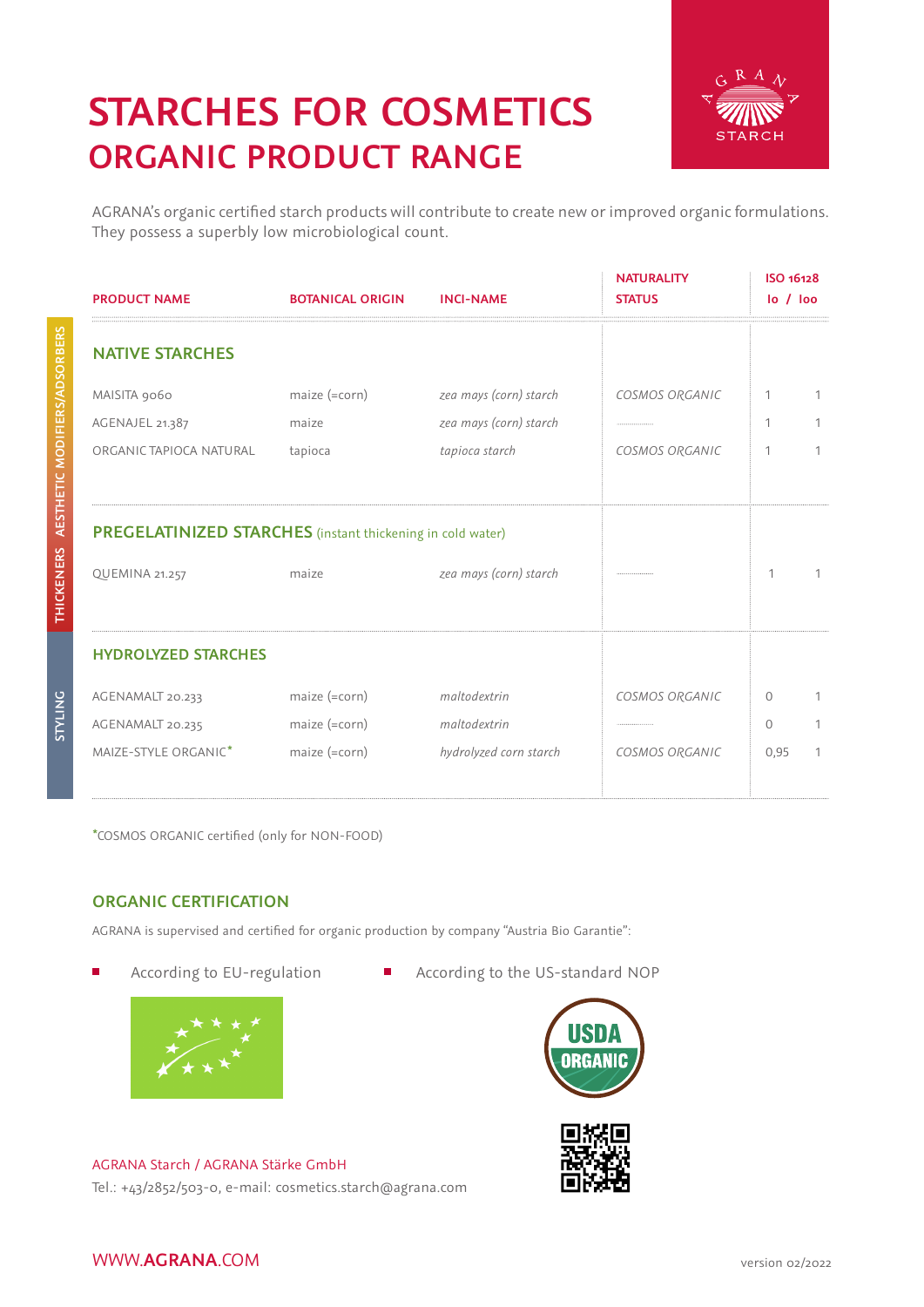# STARCHES FOR COSMETICS
## ORGANIC PRODUCT RANGE

AGRANA STARCH

AGRANA's organic certified starch products will contribute to create new or improved organic formulations. They possess a superbly low microbiological count.

| PRODUCT NAME | BOTANICAL ORIGIN | INCI-NAME | NATURALITY STATUS | ISO 16128 Io | Ioo |
|---|---|---|---|---|---|
| **NATIVE STARCHES** | | | | | |
| MAISITA 9060 | maize (=corn) | *zea mays (corn) starch* | *COSMOS ORGANIC* | 1 | 1 |
| AGENAJEL 21.387 | maize | *zea mays (corn) starch* | | 1 | 1 |
| ORGANIC TAPIOCA NATURAL | tapioca | *tapioca starch* | *COSMOS ORGANIC* | 1 | 1 |
| **PREGELATINIZED STARCHES** (instant thickening in cold water) | | | | | |
| QUEMINA 21.257 | maize | *zea mays (corn) starch* | | 1 | 1 |
| **HYDROLYZED STARCHES** | | | | | |
| AGENAMALT 20.233 | maize (=corn) | *maltodextrin* | *COSMOS ORGANIC* | 0 | 1 |
| AGENAMALT 20.235 | maize (=corn) | *maltodextrin* | | 0 | 1 |
| MAIZE-STYLE ORGANIC* | maize (=corn) | *hydrolyzed corn starch* | *COSMOS ORGANIC* | 0,95 | 1 |

*COSMOS ORGANIC certified (only for NON-FOOD)

THICKENERS AESTHETIC MODIFIERS/ADSORBERS

STYLING

### ORGANIC CERTIFICATION

AGRANA is supervised and certified for organic production by company "Austria Bio Garantie":

- According to EU-regulation
- According to the US-standard NOP

USDA ORGANIC

AGRANA Starch / AGRANA Stärke GmbH
Tel.: +43/2852/503-0, e-mail: cosmetics.starch@agrana.com

WWW.AGRANA.COM

version 02/2022